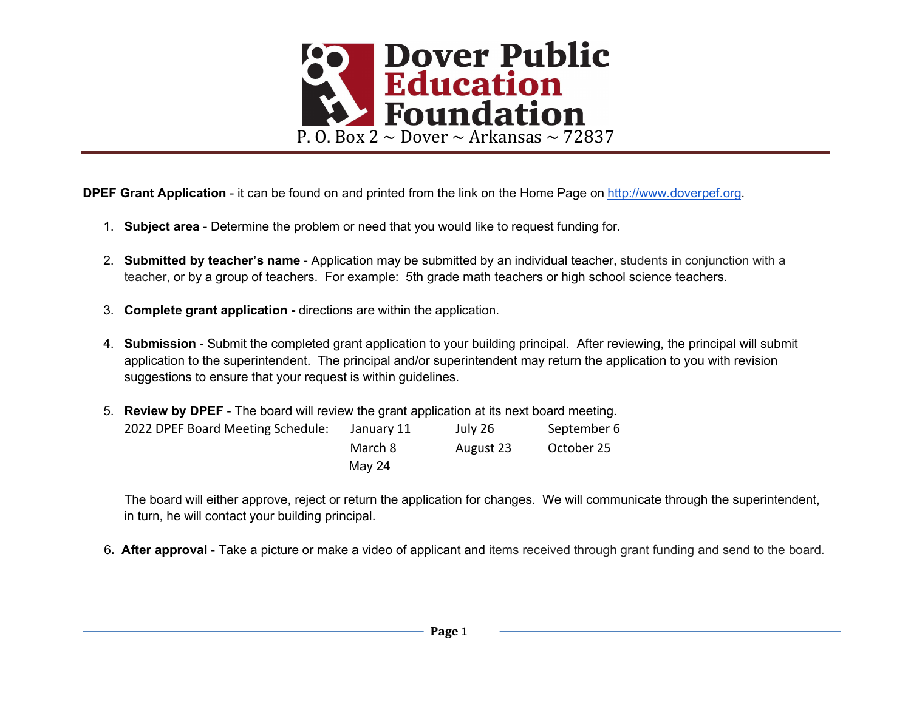# Dover Public Education Foundation

P. O. Box 2 ~ Dover ~ Arkansas ~ 72837

**DPEF Grant Application** - it can be found on and printed from the link on the Home Page on http://www.doverpef.org.

1. **Subject area** - Determine the problem or need that you would like to request funding for.

2. **Submitted by teacher's name** - Application may be submitted by an individual teacher, students in conjunction with a teacher, or by a group of teachers. For example: 5th grade math teachers or high school science teachers.

3. **Complete grant application -** directions are within the application.

4. **Submission** - Submit the completed grant application to your building principal. After reviewing, the principal will submit application to the superintendent. The principal and/or superintendent may return the application to you with revision suggestions to ensure that your request is within guidelines.

5. **Review by DPEF** - The board will review the grant application at its next board meeting.

   2022 DPEF Board Meeting Schedule:

   | | | |
   |---|---|---|
   | January 11 | July 26 | September 6 |
   | March 8 | August 23 | October 25 |
   | May 24 | | |

   The board will either approve, reject or return the application for changes. We will communicate through the superintendent, in turn, he will contact your building principal.

6. **After approval** - Take a picture or make a video of applicant and items received through grant funding and send to the board.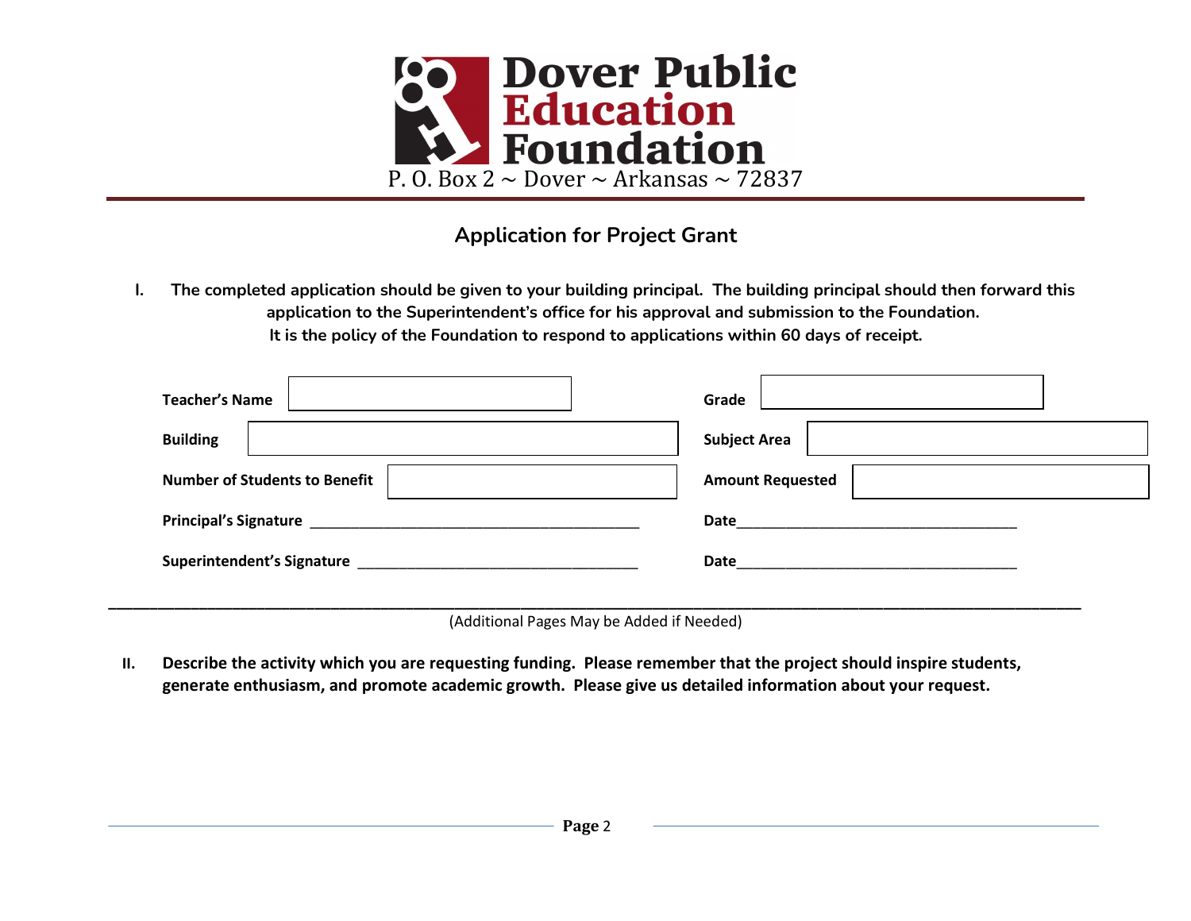# Dover Public Education Foundation

P. O. Box 2 ~ Dover ~ Arkansas ~ 72837

## Application for Project Grant

**I. The completed application should be given to your building principal. The building principal should then forward this application to the Superintendent's office for his approval and submission to the Foundation.**
**It is the policy of the Foundation to respond to applications within 60 days of receipt.**

**Teacher's Name** ____________________ **Grade** ____________________

**Building** ____________________ **Subject Area** ____________________

**Number of Students to Benefit** ____________________ **Amount Requested** ____________________

**Principal's Signature** ________________________________________ **Date**____________________________________

**Superintendent's Signature** ____________________________________ **Date**____________________________________

---

(Additional Pages May be Added if Needed)

**II. Describe the activity which you are requesting funding. Please remember that the project should inspire students, generate enthusiasm, and promote academic growth. Please give us detailed information about your request.**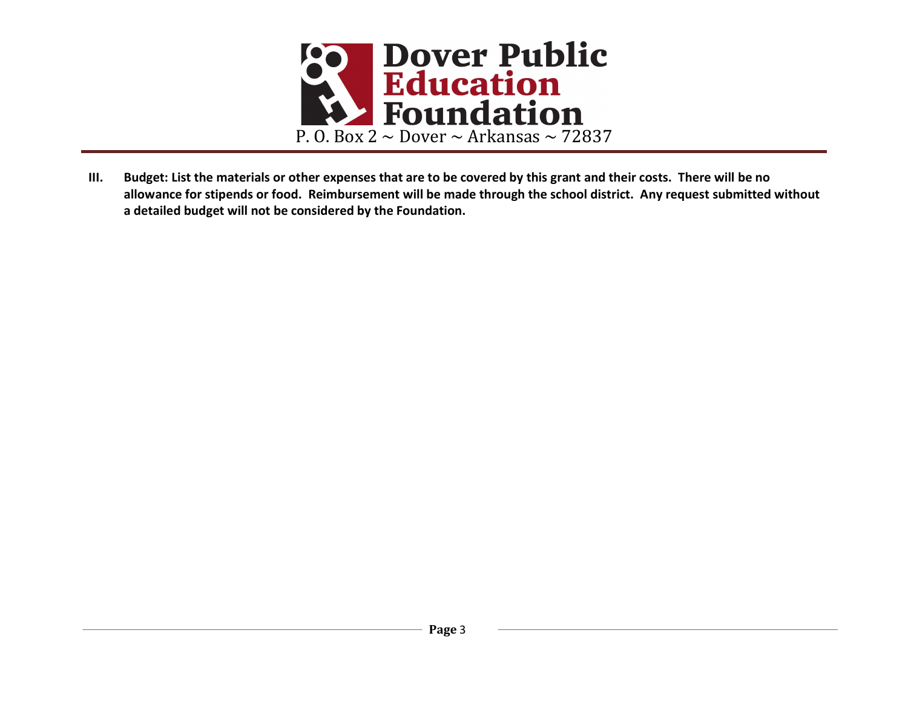# Dover Public Education Foundation

P. O. Box 2 ~ Dover ~ Arkansas ~ 72837

**III. Budget: List the materials or other expenses that are to be covered by this grant and their costs. There will be no allowance for stipends or food. Reimbursement will be made through the school district. Any request submitted without a detailed budget will not be considered by the Foundation.**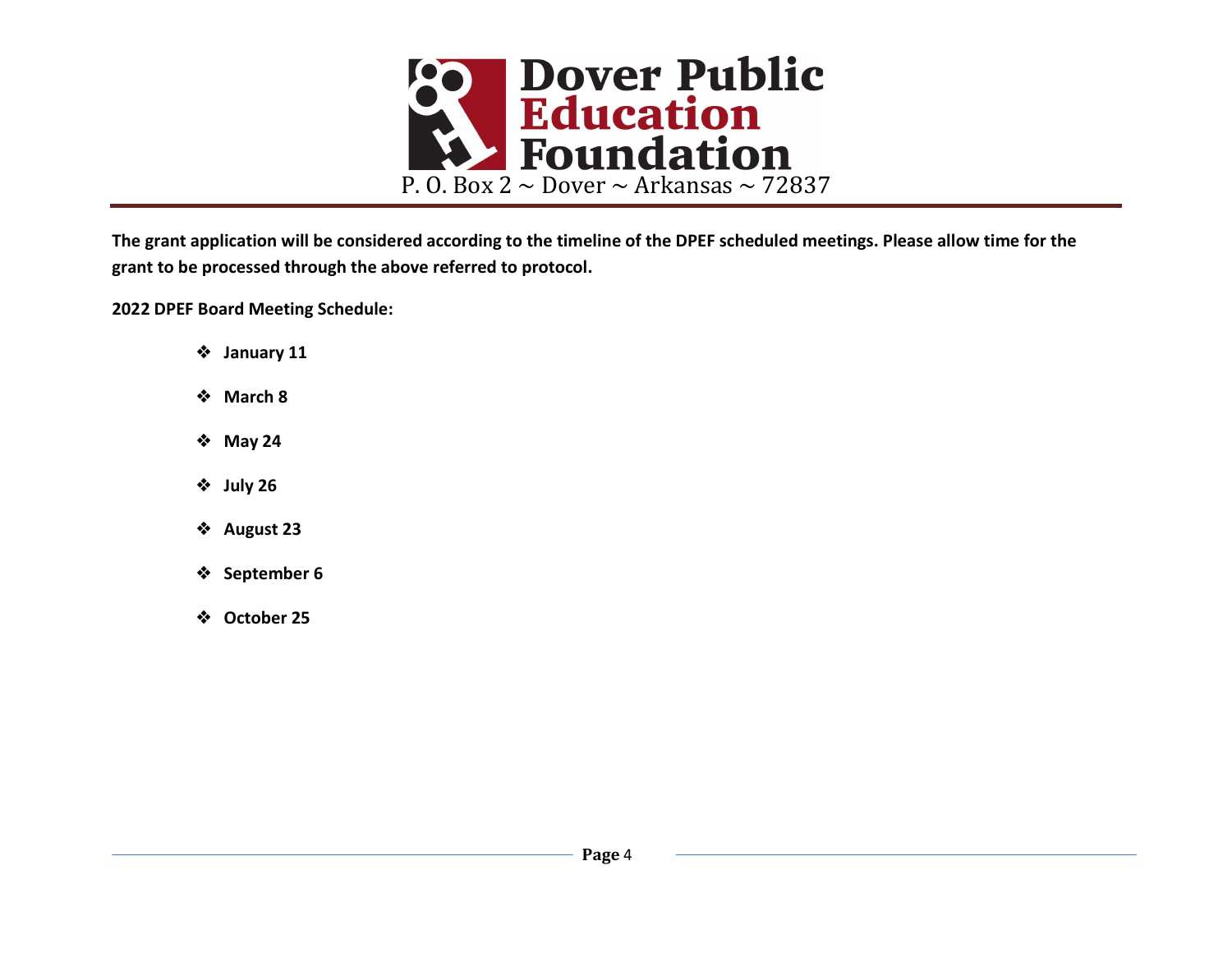**Dover Public Education Foundation**

P. O. Box 2 ~ Dover ~ Arkansas ~ 72837

**The grant application will be considered according to the timeline of the DPEF scheduled meetings. Please allow time for the grant to be processed through the above referred to protocol.**

**2022 DPEF Board Meeting Schedule:**

- **January 11**
- **March 8**
- **May 24**
- **July 26**
- **August 23**
- **September 6**
- **October 25**